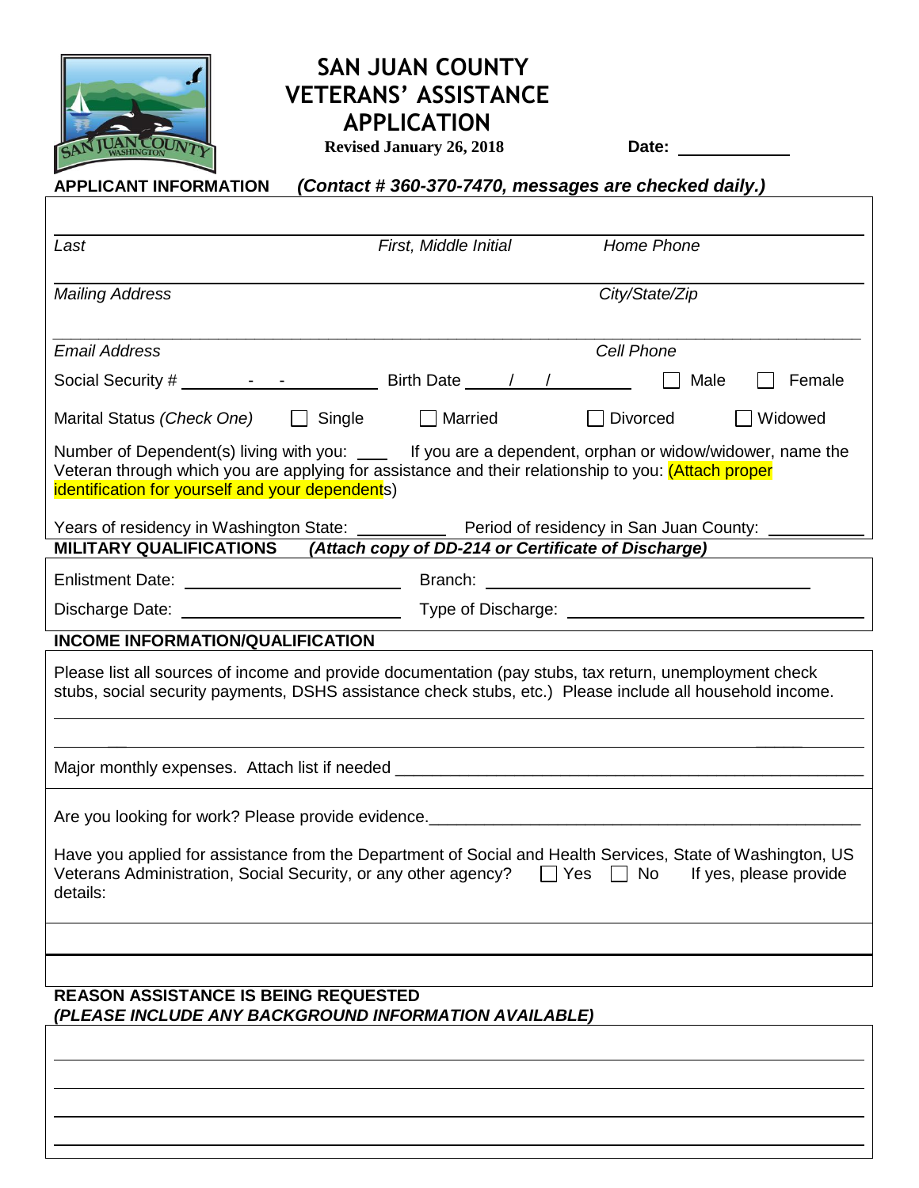# SAN JUAN COUNTY VETERANS' ASSISTANCE APPLICATION

**Revised January 26, 2018**

**Date:** ____________

**APPLICANT INFORMATION** ***(Contact # 360-370-7470, messages are checked daily.)***

_______________________________________________

*Last* *First, Middle Initial* *Home Phone*

_______________________________________________

*Mailing Address* *City/State/Zip*

_______________________________________________

*Email Address* *Cell Phone*

Social Security # ______ - ___ - ______ Birth Date ___ / ___ / ______ ☐ Male ☐ Female

Marital Status *(Check One)* ☐ Single ☐ Married ☐ Divorced ☐ Widowed

Number of Dependent(s) living with you: ____ If you are a dependent, orphan or widow/widower, name the Veteran through which you are applying for assistance and their relationship to you: (Attach proper identification for yourself and your dependents)

Years of residency in Washington State: __________ Period of residency in San Juan County: __________

**MILITARY QUALIFICATIONS** ***(Attach copy of DD-214 or Certificate of Discharge)***

Enlistment Date: ______________________ Branch: ______________________________

Discharge Date: ______________________ Type of Discharge: ______________________

**INCOME INFORMATION/QUALIFICATION**

Please list all sources of income and provide documentation (pay stubs, tax return, unemployment check stubs, social security payments, DSHS assistance check stubs, etc.) Please include all household income.

_______________________________________________

_______________________________________________

Major monthly expenses. Attach list if needed _______________________________________________

Are you looking for work? Please provide evidence.___________________________________________

Have you applied for assistance from the Department of Social and Health Services, State of Washington, US Veterans Administration, Social Security, or any other agency? ☐ Yes ☐ No If yes, please provide details:

_______________________________________________

_______________________________________________

**REASON ASSISTANCE IS BEING REQUESTED**

***(PLEASE INCLUDE ANY BACKGROUND INFORMATION AVAILABLE)***

_______________________________________________

_______________________________________________

_______________________________________________

_______________________________________________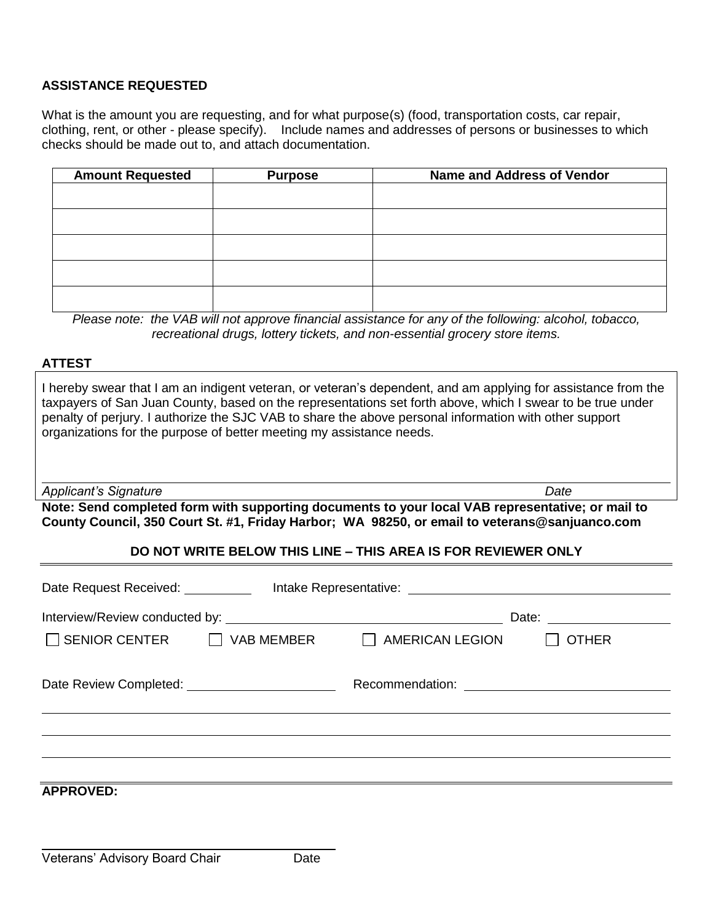**ASSISTANCE REQUESTED**

What is the amount you are requesting, and for what purpose(s) (food, transportation costs, car repair, clothing, rent, or other - please specify). Include names and addresses of persons or businesses to which checks should be made out to, and attach documentation.

| Amount Requested | Purpose | Name and Address of Vendor |
|---|---|---|
| | | |
| | | |
| | | |
| | | |
| | | |

*Please note: the VAB will not approve financial assistance for any of the following: alcohol, tobacco, recreational drugs, lottery tickets, and non-essential grocery store items.*

**ATTEST**

I hereby swear that I am an indigent veteran, or veteran's dependent, and am applying for assistance from the taxpayers of San Juan County, based on the representations set forth above, which I swear to be true under penalty of perjury. I authorize the SJC VAB to share the above personal information with other support organizations for the purpose of better meeting my assistance needs.

_______________________________________________

*Applicant's Signature* *Date*

**Note: Send completed form with supporting documents to your local VAB representative; or mail to County Council, 350 Court St. #1, Friday Harbor; WA 98250, or email to veterans@sanjuanco.com**

**DO NOT WRITE BELOW THIS LINE – THIS AREA IS FOR REVIEWER ONLY**

Date Request Received: __________ Intake Representative: ______________________________

Interview/Review conducted by: ______________________________ Date: ______________

☐ SENIOR CENTER ☐ VAB MEMBER ☐ AMERICAN LEGION ☐ OTHER

Date Review Completed: ____________________ Recommendation: ______________________________

_______________________________________________

_______________________________________________

_______________________________________________

**APPROVED:**

_______________________________________________

Veterans' Advisory Board Chair Date